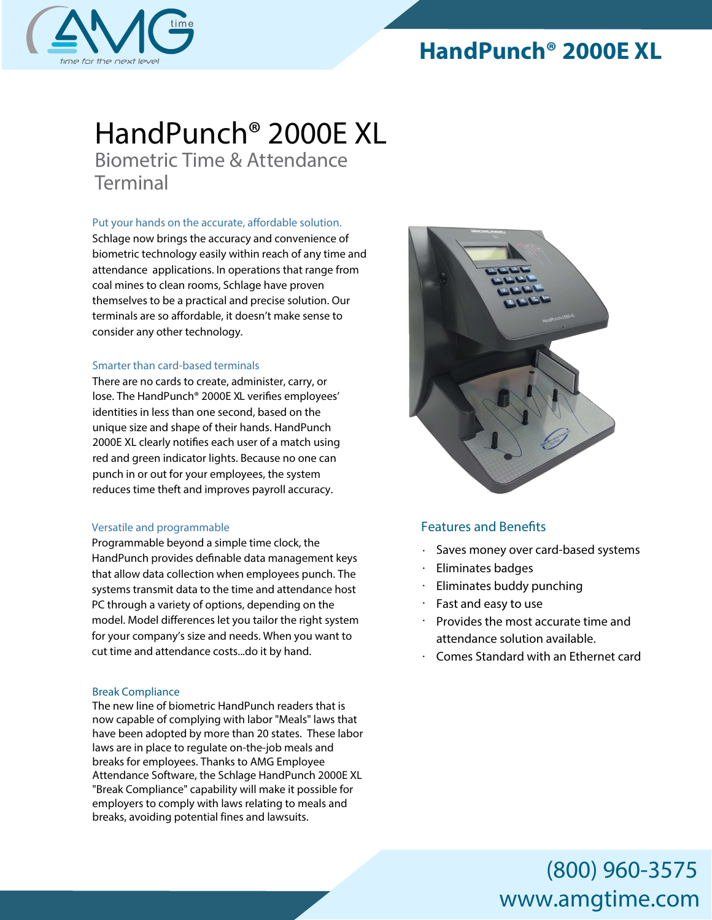# HandPunch® 2000E XL

## HandPunch® 2000E XL

### Biometric Time & Attendance Terminal

#### Put your hands on the accurate, affordable solution.

Schlage now brings the accuracy and convenience of biometric technology easily within reach of any time and attendance applications. In operations that range from coal mines to clean rooms, Schlage have proven themselves to be a practical and precise solution. Our terminals are so affordable, it doesn't make sense to consider any other technology.

#### Smarter than card-based terminals

There are no cards to create, administer, carry, or lose. The HandPunch® 2000E XL verifies employees' identities in less than one second, based on the unique size and shape of their hands. HandPunch 2000E XL clearly notifies each user of a match using red and green indicator lights. Because no one can punch in or out for your employees, the system reduces time theft and improves payroll accuracy.

#### Versatile and programmable

Programmable beyond a simple time clock, the HandPunch provides definable data management keys that allow data collection when employees punch. The systems transmit data to the time and attendance host PC through a variety of options, depending on the model. Model differences let you tailor the right system for your company's size and needs. When you want to cut time and attendance costs...do it by hand.

#### Break Compliance

The new line of biometric HandPunch readers that is now capable of complying with labor "Meals" laws that have been adopted by more than 20 states. These labor laws are in place to regulate on-the-job meals and breaks for employees. Thanks to AMG Employee Attendance Software, the Schlage HandPunch 2000E XL "Break Compliance" capability will make it possible for employers to comply with laws relating to meals and breaks, avoiding potential fines and lawsuits.

#### Features and Benefits

- Saves money over card-based systems
- Eliminates badges
- Eliminates buddy punching
- Fast and easy to use
- Provides the most accurate time and attendance solution available.
- Comes Standard with an Ethernet card

(800) 960-3575
www.amgtime.com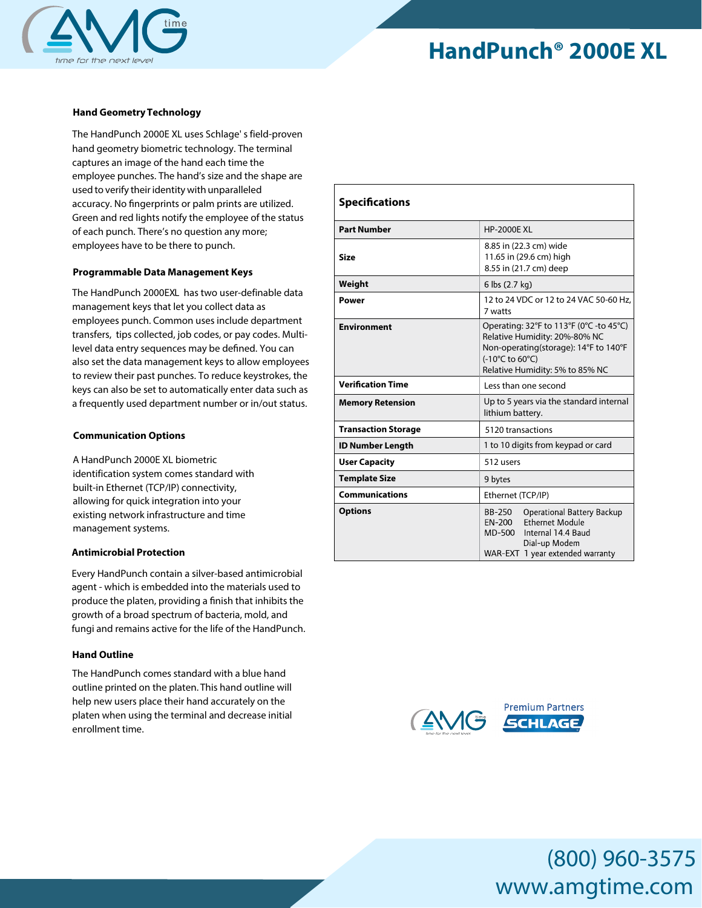# HandPunch® 2000E XL

### Hand Geometry Technology

The HandPunch 2000E XL uses Schlage' s field-proven hand geometry biometric technology. The terminal captures an image of the hand each time the employee punches. The hand's size and the shape are used to verify their identity with unparalleled accuracy. No fingerprints or palm prints are utilized. Green and red lights notify the employee of the status of each punch. There's no question any more; employees have to be there to punch.

### Programmable Data Management Keys

The HandPunch 2000EXL has two user-definable data management keys that let you collect data as employees punch. Common uses include department transfers, tips collected, job codes, or pay codes. Multi-level data entry sequences may be defined. You can also set the data management keys to allow employees to review their past punches. To reduce keystrokes, the keys can also be set to automatically enter data such as a frequently used department number or in/out status.

### Communication Options

A HandPunch 2000E XL biometric identification system comes standard with built-in Ethernet (TCP/IP) connectivity, allowing for quick integration into your existing network infrastructure and time management systems.

### Antimicrobial Protection

Every HandPunch contain a silver-based antimicrobial agent - which is embedded into the materials used to produce the platen, providing a finish that inhibits the growth of a broad spectrum of bacteria, mold, and fungi and remains active for the life of the HandPunch.

### Hand Outline

The HandPunch comes standard with a blue hand outline printed on the platen. This hand outline will help new users place their hand accurately on the platen when using the terminal and decrease initial enrollment time.

### Specifications

| | |
|---|---|
| **Part Number** | HP-2000E XL |
| **Size** | 8.85 in (22.3 cm) wide<br>11.65 in (29.6 cm) high<br>8.55 in (21.7 cm) deep |
| **Weight** | 6 lbs (2.7 kg) |
| **Power** | 12 to 24 VDC or 12 to 24 VAC 50-60 Hz, 7 watts |
| **Environment** | Operating: 32°F to 113°F (0°C -to 45°C)<br>Relative Humidity: 20%-80% NC<br>Non-operating(storage): 14°F to 140°F (-10°C to 60°C)<br>Relative Humidity: 5% to 85% NC |
| **Verification Time** | Less than one second |
| **Memory Retension** | Up to 5 years via the standard internal lithium battery. |
| **Transaction Storage** | 5120 transactions |
| **ID Number Length** | 1 to 10 digits from keypad or card |
| **User Capacity** | 512 users |
| **Template Size** | 9 bytes |
| **Communications** | Ethernet (TCP/IP) |
| **Options** | BB-250 Operational Battery Backup<br>EN-200 Ethernet Module<br>MD-500 Internal 14.4 Baud Dial-up Modem<br>WAR-EXT 1 year extended warranty |

Premium Partners SCHLAGE

(800) 960-3575
www.amgtime.com